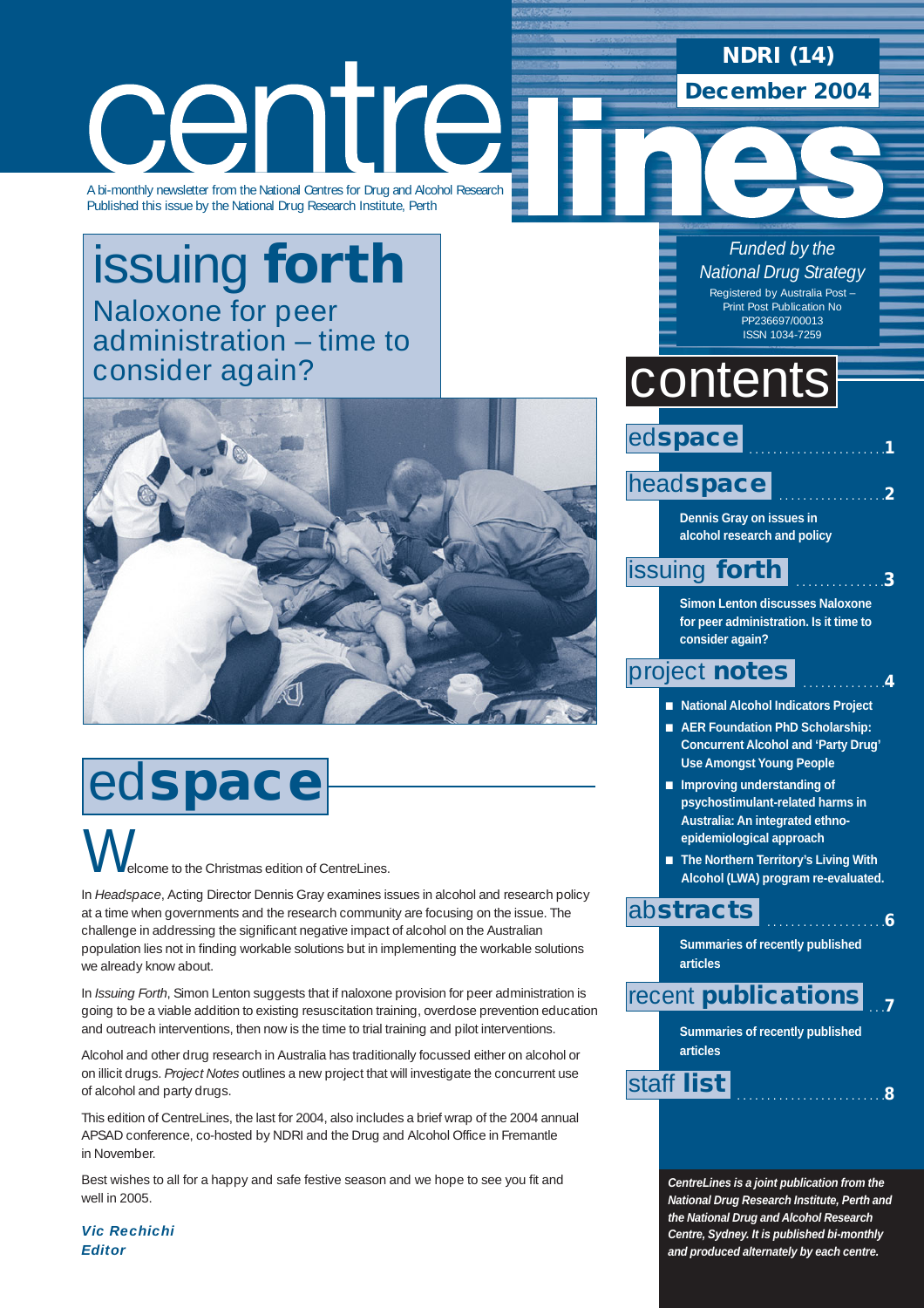# centrelines

A bi-monthly newsletter from the National Centres for Drug and Alcohol Research
Published this issue by the National Drug Research Institute, Perth

**NDRI (14)**
**December 2004**

*Funded by the National Drug Strategy*

Registered by Australia Post – Print Post Publication No PP236697/00013
ISSN 1034-7259

## issuing **forth**

Naloxone for peer administration – time to consider again?

## contents

- ed**space** ........ 1
- head**space** ........ 2
  - **Dennis Gray on issues in alcohol research and policy**
- issuing **forth** ........ 3
  - **Simon Lenton discusses Naloxone for peer administration. Is it time to consider again?**
- project **notes** ........ 4
  - **National Alcohol Indicators Project**
  - **AER Foundation PhD Scholarship: Concurrent Alcohol and 'Party Drug' Use Amongst Young People**
  - **Improving understanding of psychostimulant-related harms in Australia: An integrated ethno-epidemiological approach**
  - **The Northern Territory's Living With Alcohol (LWA) program re-evaluated.**
- ab**stracts** ........ 6
  - **Summaries of recently published articles**
- recent **publications** ........ 7
  - **Summaries of recently published articles**
- staff **list** ........ 8

## ed**space**

Welcome to the Christmas edition of CentreLines.

In *Headspace*, Acting Director Dennis Gray examines issues in alcohol and research policy at a time when governments and the research community are focusing on the issue. The challenge in addressing the significant negative impact of alcohol on the Australian population lies not in finding workable solutions but in implementing the workable solutions we already know about.

In *Issuing Forth*, Simon Lenton suggests that if naloxone provision for peer administration is going to be a viable addition to existing resuscitation training, overdose prevention education and outreach interventions, then now is the time to trial training and pilot interventions.

Alcohol and other drug research in Australia has traditionally focussed either on alcohol or on illicit drugs. *Project Notes* outlines a new project that will investigate the concurrent use of alcohol and party drugs.

This edition of CentreLines, the last for 2004, also includes a brief wrap of the 2004 annual APSAD conference, co-hosted by NDRI and the Drug and Alcohol Office in Fremantle in November.

Best wishes to all for a happy and safe festive season and we hope to see you fit and well in 2005.

***Vic Rechichi***
***Editor***

***CentreLines is a joint publication from the National Drug Research Institute, Perth and the National Drug and Alcohol Research Centre, Sydney. It is published bi-monthly and produced alternately by each centre.***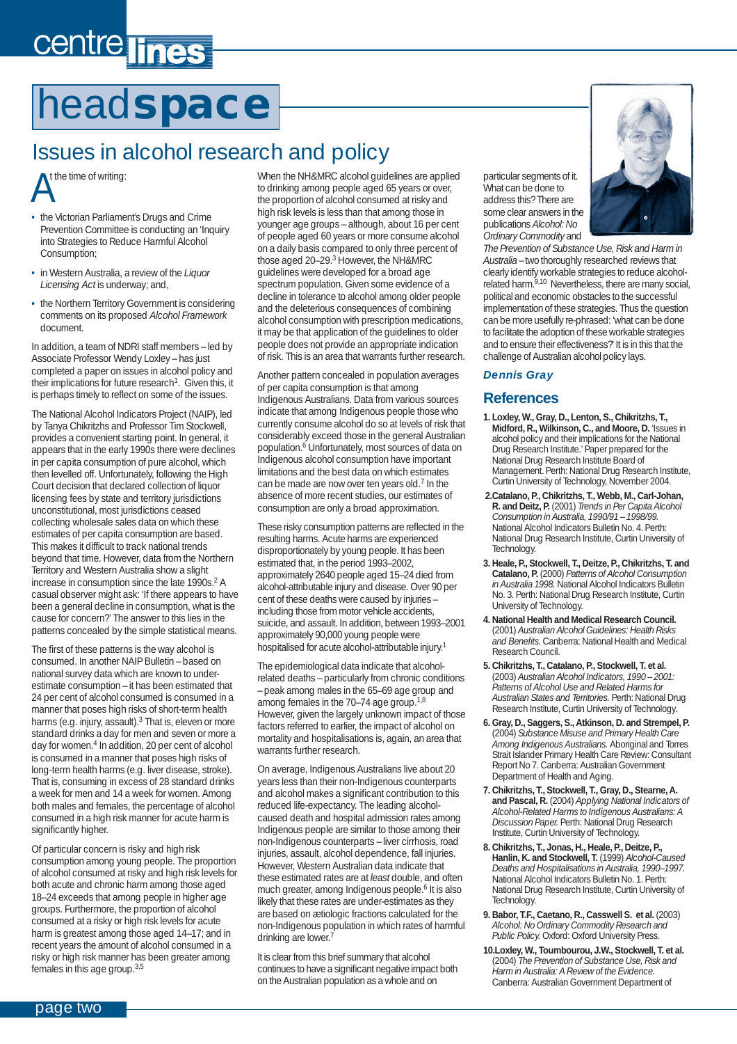# headspace

## Issues in alcohol research and policy

At the time of writing:

- the Victorian Parliament's Drugs and Crime Prevention Committee is conducting an 'Inquiry into Strategies to Reduce Harmful Alcohol Consumption;
- in Western Australia, a review of the *Liquor Licensing Act* is underway; and,
- the Northern Territory Government is considering comments on its proposed *Alcohol Framework* document.

In addition, a team of NDRI staff members – led by Associate Professor Wendy Loxley – has just completed a paper on issues in alcohol policy and their implications for future research[1]. Given this, it is perhaps timely to reflect on some of the issues.

The National Alcohol Indicators Project (NAIP), led by Tanya Chikritzhs and Professor Tim Stockwell, provides a convenient starting point. In general, it appears that in the early 1990s there were declines in per capita consumption of pure alcohol, which then levelled off. Unfortunately, following the High Court decision that declared collection of liquor licensing fees by state and territory jurisdictions unconstitutional, most jurisdictions ceased collecting wholesale sales data on which these estimates of per capita consumption are based. This makes it difficult to track national trends beyond that time. However, data from the Northern Territory and Western Australia show a slight increase in consumption since the late 1990s.[2] A casual observer might ask: 'If there appears to have been a general decline in consumption, what is the cause for concern?' The answer to this lies in the patterns concealed by the simple statistical means.

The first of these patterns is the way alcohol is consumed. In another NAIP Bulletin – based on national survey data which are known to under-estimate consumption – it has been estimated that 24 per cent of alcohol consumed is consumed in a manner that poses high risks of short-term health harms (e.g. injury, assault).[3] That is, eleven or more standard drinks a day for men and seven or more a day for women.[4] In addition, 20 per cent of alcohol is consumed in a manner that poses high risks of long-term health harms (e.g. liver disease, stroke). That is, consuming in excess of 28 standard drinks a week for men and 14 a week for women. Among both males and females, the percentage of alcohol consumed in a high risk manner for acute harm is significantly higher.

Of particular concern is risky and high risk consumption among young people. The proportion of alcohol consumed at risky and high risk levels for both acute and chronic harm among those aged 18–24 exceeds that among people in higher age groups. Furthermore, the proportion of alcohol consumed at a risky or high risk levels for acute harm is greatest among those aged 14–17; and in recent years the amount of alcohol consumed in a risky or high risk manner has been greater among females in this age group.[3,5]

When the NH&MRC alcohol guidelines are applied to drinking among people aged 65 years or over, the proportion of alcohol consumed at risky and high risk levels is less than that among those in younger age groups – although, about 16 per cent of people aged 60 years or more consume alcohol on a daily basis compared to only three percent of those aged 20–29.[3] However, the NH&MRC guidelines were developed for a broad age spectrum population. Given some evidence of a decline in tolerance to alcohol among older people and the deleterious consequences of combining alcohol consumption with prescription medications, it may be that application of the guidelines to older people does not provide an appropriate indication of risk. This is an area that warrants further research.

Another pattern concealed in population averages of per capita consumption is that among Indigenous Australians. Data from various sources indicate that among Indigenous people those who currently consume alcohol do so at levels of risk that considerably exceed those in the general Australian population.[6] Unfortunately, most sources of data on Indigenous alcohol consumption have important limitations and the best data on which estimates can be made are now over ten years old.[7] In the absence of more recent studies, our estimates of consumption are only a broad approximation.

These risky consumption patterns are reflected in the resulting harms. Acute harms are experienced disproportionately by young people. It has been estimated that, in the period 1993–2002, approximately 2640 people aged 15–24 died from alcohol-attributable injury and disease. Over 90 per cent of these deaths were caused by injuries – including those from motor vehicle accidents, suicide, and assault. In addition, between 1993–2001 approximately 90,000 young people were hospitalised for acute alcohol-attributable injury.[1]

The epidemiological data indicate that alcohol-related deaths – particularly from chronic conditions – peak among males in the 65–69 age group and among females in the 70–74 age group.[1,8] However, given the largely unknown impact of those factors referred to earlier, the impact of alcohol on mortality and hospitalisations is, again, an area that warrants further research.

On average, Indigenous Australians live about 20 years less than their non-Indigenous counterparts and alcohol makes a significant contribution to this reduced life-expectancy. The leading alcohol-caused death and hospital admission rates among Indigenous people are similar to those among their non-Indigenous counterparts – liver cirrhosis, road injuries, assault, alcohol dependence, fall injuries. However, Western Australian data indicate that these estimated rates are at *least* double, and often much greater, among Indigenous people.[6] It is also likely that these rates are under-estimates as they are based on ætiologic fractions calculated for the non-Indigenous population in which rates of harmful drinking are lower.[7]

It is clear from this brief summary that alcohol continues to have a significant negative impact both on the Australian population as a whole and on particular segments of it. What can be done to address this? There are some clear answers in the publications *Alcohol: No Ordinary Commodity* and *The Prevention of Substance Use, Risk and Harm in Australia* – two thoroughly researched reviews that clearly identify workable strategies to reduce alcohol-related harm.[9,10] Nevertheless, there are many social, political and economic obstacles to the successful implementation of these strategies. Thus the question can be more usefully re-phrased: 'what can be done to facilitate the adoption of these workable strategies and to ensure their effectiveness?' It is in this that the challenge of Australian alcohol policy lays.

***Dennis Gray***

## References

1. **Loxley, W., Gray, D., Lenton, S., Chikritzhs, T., Midford, R., Wilkinson, C., and Moore, D.** 'Issues in alcohol policy and their implications for the National Drug Research Institute.' Paper prepared for the National Drug Research Institute Board of Management. Perth: National Drug Research Institute, Curtin University of Technology, November 2004.
2. **Catalano, P., Chikritzhs, T., Webb, M., Carl-Johan, R. and Deitz, P.** (2001) *Trends in Per Capita Alcohol Consumption in Australia, 1990/91 – 1998/99.* National Alcohol Indicators Bulletin No. 4. Perth: National Drug Research Institute, Curtin University of Technology.
3. **Heale, P., Stockwell, T., Deitze, P., Chikritzhs, T. and Catalano, P.** (2000) *Patterns of Alcohol Consumption in Australia 1998.* National Alcohol Indicators Bulletin No. 3. Perth: National Drug Research Institute, Curtin University of Technology.
4. **National Health and Medical Research Council.** (2001) *Australian Alcohol Guidelines: Health Risks and Benefits.* Canberra: National Health and Medical Research Council.
5. **Chikritzhs, T., Catalano, P., Stockwell, T. et al.** (2003) *Australian Alcohol Indicators, 1990 – 2001: Patterns of Alcohol Use and Related Harms for Australian States and Territories.* Perth: National Drug Research Institute, Curtin University of Technology.
6. **Gray, D., Saggers, S., Atkinson, D. and Strempel, P.** (2004) *Substance Misuse and Primary Health Care Among Indigenous Australians.* Aboriginal and Torres Strait Islander Primary Health Care Review: Consultant Report No 7. Canberra: Australian Government Department of Health and Aging.
7. **Chikritzhs, T., Stockwell, T., Gray, D., Stearne, A. and Pascal, R.** (2004) *Applying National Indicators of Alcohol-Related Harms to Indigenous Australians: A Discussion Paper.* Perth: National Drug Research Institute, Curtin University of Technology.
8. **Chikritzhs, T., Jonas, H., Heale, P., Deitze, P., Hanlin, K. and Stockwell, T.** (1999) *Alcohol-Caused Deaths and Hospitalisations in Australia, 1990–1997.* National Alcohol Indicators Bulletin No. 1. Perth: National Drug Research Institute, Curtin University of Technology.
9. **Babor, T.F., Caetano, R., Casswell S. et al.** (2003) *Alcohol: No Ordinary Commodity Research and Public Policy.* Oxford: Oxford University Press.
10. **Loxley, W., Toumbourou, J.W., Stockwell, T. et al.** (2004) *The Prevention of Substance Use, Risk and Harm in Australia: A Review of the Evidence.* Canberra: Australian Government Department of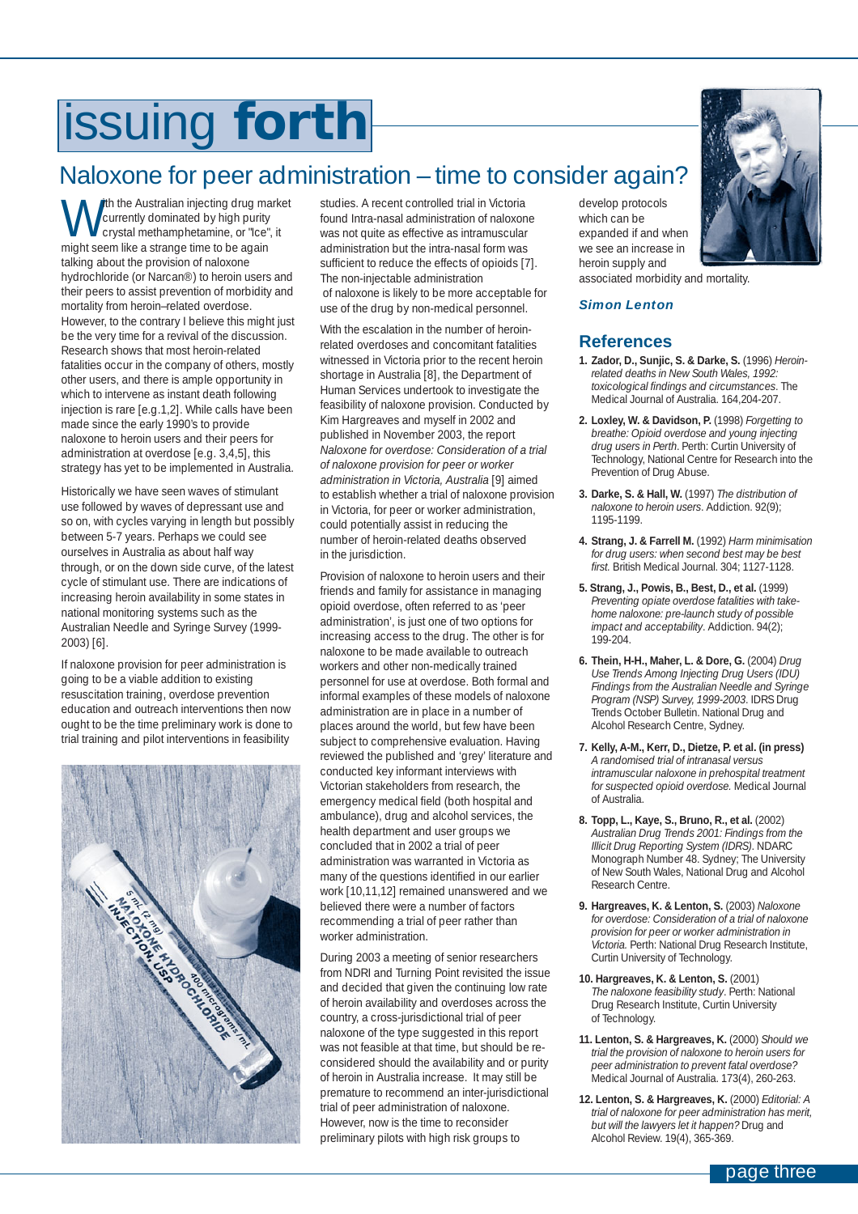# issuing forth

## Naloxone for peer administration – time to consider again?

With the Australian injecting drug market currently dominated by high purity crystal methamphetamine, or "Ice", it might seem like a strange time to be again talking about the provision of naloxone hydrochloride (or Narcan®) to heroin users and their peers to assist prevention of morbidity and mortality from heroin–related overdose. However, to the contrary I believe this might just be the very time for a revival of the discussion. Research shows that most heroin-related fatalities occur in the company of others, mostly other users, and there is ample opportunity in which to intervene as instant death following injection is rare [e.g.1,2]. While calls have been made since the early 1990's to provide naloxone to heroin users and their peers for administration at overdose [e.g. 3,4,5], this strategy has yet to be implemented in Australia.

Historically we have seen waves of stimulant use followed by waves of depressant use and so on, with cycles varying in length but possibly between 5-7 years. Perhaps we could see ourselves in Australia as about half way through, or on the down side curve, of the latest cycle of stimulant use. There are indications of increasing heroin availability in some states in national monitoring systems such as the Australian Needle and Syringe Survey (1999-2003) [6].

If naloxone provision for peer administration is going to be a viable addition to existing resuscitation training, overdose prevention education and outreach interventions then now ought to be the time preliminary work is done to trial training and pilot interventions in feasibility studies. A recent controlled trial in Victoria found Intra-nasal administration of naloxone was not quite as effective as intramuscular administration but the intra-nasal form was sufficient to reduce the effects of opioids [7]. The non-injectable administration of naloxone is likely to be more acceptable for use of the drug by non-medical personnel.

With the escalation in the number of heroin-related overdoses and concomitant fatalities witnessed in Victoria prior to the recent heroin shortage in Australia [8], the Department of Human Services undertook to investigate the feasibility of naloxone provision. Conducted by Kim Hargreaves and myself in 2002 and published in November 2003, the report *Naloxone for overdose: Consideration of a trial of naloxone provision for peer or worker administration in Victoria, Australia* [9] aimed to establish whether a trial of naloxone provision in Victoria, for peer or worker administration, could potentially assist in reducing the number of heroin-related deaths observed in the jurisdiction.

Provision of naloxone to heroin users and their friends and family for assistance in managing opioid overdose, often referred to as 'peer administration', is just one of two options for increasing access to the drug. The other is for naloxone to be made available to outreach workers and other non-medically trained personnel for use at overdose. Both formal and informal examples of these models of naloxone administration are in place in a number of places around the world, but few have been subject to comprehensive evaluation. Having reviewed the published and 'grey' literature and conducted key informant interviews with Victorian stakeholders from research, the emergency medical field (both hospital and ambulance), drug and alcohol services, the health department and user groups we concluded that in 2002 a trial of peer administration was warranted in Victoria as many of the questions identified in our earlier work [10,11,12] remained unanswered and we believed there were a number of factors recommending a trial of peer rather than worker administration.

During 2003 a meeting of senior researchers from NDRI and Turning Point revisited the issue and decided that given the continuing low rate of heroin availability and overdoses across the country, a cross-jurisdictional trial of peer naloxone of the type suggested in this report was not feasible at that time, but should be re-considered should the availability and or purity of heroin in Australia increase. It may still be premature to recommend an inter-jurisdictional trial of peer administration of naloxone. However, now is the time to reconsider preliminary pilots with high risk groups to develop protocols which can be expanded if and when we see an increase in heroin supply and associated morbidity and mortality.

***Simon Lenton***

## References

1. **Zador, D., Sunjic, S. & Darke, S.** (1996) *Heroin-related deaths in New South Wales, 1992: toxicological findings and circumstances.* The Medical Journal of Australia. 164,204-207.
2. **Loxley, W. & Davidson, P.** (1998) *Forgetting to breathe: Opioid overdose and young injecting drug users in Perth*. Perth: Curtin University of Technology, National Centre for Research into the Prevention of Drug Abuse.
3. **Darke, S. & Hall, W.** (1997) *The distribution of naloxone to heroin users*. Addiction. 92(9); 1195-1199.
4. **Strang, J. & Farrell M.** (1992) *Harm minimisation for drug users: when second best may be best first.* British Medical Journal. 304; 1127-1128.
5. **Strang, J., Powis, B., Best, D., et al.** (1999) *Preventing opiate overdose fatalities with take-home naloxone: pre-launch study of possible impact and acceptability*. Addiction. 94(2); 199-204.
6. **Thein, H-H., Maher, L. & Dore, G.** (2004) *Drug Use Trends Among Injecting Drug Users (IDU) Findings from the Australian Needle and Syringe Program (NSP) Survey, 1999-2003*. IDRS Drug Trends October Bulletin. National Drug and Alcohol Research Centre, Sydney.
7. **Kelly, A-M., Kerr, D., Dietze, P. et al. (in press)** *A randomised trial of intranasal versus intramuscular naloxone in prehospital treatment for suspected opioid overdose.* Medical Journal of Australia.
8. **Topp, L., Kaye, S., Bruno, R., et al.** (2002) *Australian Drug Trends 2001: Findings from the Illicit Drug Reporting System (IDRS)*. NDARC Monograph Number 48. Sydney; The University of New South Wales, National Drug and Alcohol Research Centre.
9. **Hargreaves, K. & Lenton, S.** (2003) *Naloxone for overdose: Consideration of a trial of naloxone provision for peer or worker administration in Victoria.* Perth: National Drug Research Institute, Curtin University of Technology.
10. **Hargreaves, K. & Lenton, S.** (2001) *The naloxone feasibility study*. Perth: National Drug Research Institute, Curtin University of Technology.
11. **Lenton, S. & Hargreaves, K.** (2000) *Should we trial the provision of naloxone to heroin users for peer administration to prevent fatal overdose?* Medical Journal of Australia. 173(4), 260-263.
12. **Lenton, S. & Hargreaves, K.** (2000) *Editorial: A trial of naloxone for peer administration has merit, but will the lawyers let it happen?* Drug and Alcohol Review. 19(4), 365-369.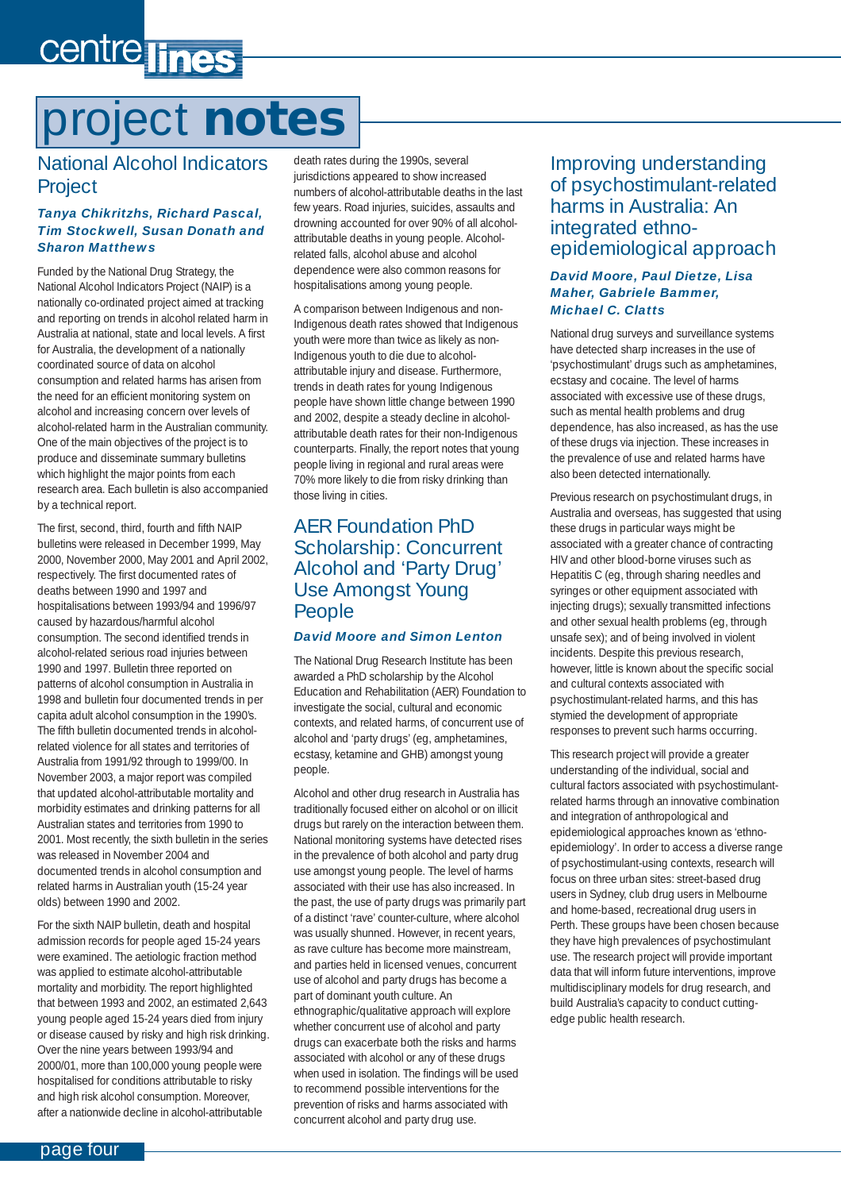# project notes

## National Alcohol Indicators Project

***Tanya Chikritzhs, Richard Pascal, Tim Stockwell, Susan Donath and Sharon Matthews***

Funded by the National Drug Strategy, the National Alcohol Indicators Project (NAIP) is a nationally co-ordinated project aimed at tracking and reporting on trends in alcohol related harm in Australia at national, state and local levels. A first for Australia, the development of a nationally coordinated source of data on alcohol consumption and related harms has arisen from the need for an efficient monitoring system on alcohol and increasing concern over levels of alcohol-related harm in the Australian community. One of the main objectives of the project is to produce and disseminate summary bulletins which highlight the major points from each research area. Each bulletin is also accompanied by a technical report.

The first, second, third, fourth and fifth NAIP bulletins were released in December 1999, May 2000, November 2000, May 2001 and April 2002, respectively. The first documented rates of deaths between 1990 and 1997 and hospitalisations between 1993/94 and 1996/97 caused by hazardous/harmful alcohol consumption. The second identified trends in alcohol-related serious road injuries between 1990 and 1997. Bulletin three reported on patterns of alcohol consumption in Australia in 1998 and bulletin four documented trends in per capita adult alcohol consumption in the 1990's. The fifth bulletin documented trends in alcohol-related violence for all states and territories of Australia from 1991/92 through to 1999/00. In November 2003, a major report was compiled that updated alcohol-attributable mortality and morbidity estimates and drinking patterns for all Australian states and territories from 1990 to 2001. Most recently, the sixth bulletin in the series was released in November 2004 and documented trends in alcohol consumption and related harms in Australian youth (15-24 year olds) between 1990 and 2002.

For the sixth NAIP bulletin, death and hospital admission records for people aged 15-24 years were examined. The aetiologic fraction method was applied to estimate alcohol-attributable mortality and morbidity. The report highlighted that between 1993 and 2002, an estimated 2,643 young people aged 15-24 years died from injury or disease caused by risky and high risk drinking. Over the nine years between 1993/94 and 2000/01, more than 100,000 young people were hospitalised for conditions attributable to risky and high risk alcohol consumption. Moreover, after a nationwide decline in alcohol-attributable death rates during the 1990s, several jurisdictions appeared to show increased numbers of alcohol-attributable deaths in the last few years. Road injuries, suicides, assaults and drowning accounted for over 90% of all alcohol-attributable deaths in young people. Alcohol-related falls, alcohol abuse and alcohol dependence were also common reasons for hospitalisations among young people.

A comparison between Indigenous and non-Indigenous death rates showed that Indigenous youth were more than twice as likely as non-Indigenous youth to die due to alcohol-attributable injury and disease. Furthermore, trends in death rates for young Indigenous people have shown little change between 1990 and 2002, despite a steady decline in alcohol-attributable death rates for their non-Indigenous counterparts. Finally, the report notes that young people living in regional and rural areas were 70% more likely to die from risky drinking than those living in cities.

## AER Foundation PhD Scholarship: Concurrent Alcohol and 'Party Drug' Use Amongst Young People

***David Moore and Simon Lenton***

The National Drug Research Institute has been awarded a PhD scholarship by the Alcohol Education and Rehabilitation (AER) Foundation to investigate the social, cultural and economic contexts, and related harms, of concurrent use of alcohol and 'party drugs' (eg, amphetamines, ecstasy, ketamine and GHB) amongst young people.

Alcohol and other drug research in Australia has traditionally focused either on alcohol or on illicit drugs but rarely on the interaction between them. National monitoring systems have detected rises in the prevalence of both alcohol and party drug use amongst young people. The level of harms associated with their use has also increased. In the past, the use of party drugs was primarily part of a distinct 'rave' counter-culture, where alcohol was usually shunned. However, in recent years, as rave culture has become more mainstream, and parties held in licensed venues, concurrent use of alcohol and party drugs has become a part of dominant youth culture. An ethnographic/qualitative approach will explore whether concurrent use of alcohol and party drugs can exacerbate both the risks and harms associated with alcohol or any of these drugs when used in isolation. The findings will be used to recommend possible interventions for the prevention of risks and harms associated with concurrent alcohol and party drug use.

## Improving understanding of psychostimulant-related harms in Australia: An integrated ethno-epidemiological approach

***David Moore, Paul Dietze, Lisa Maher, Gabriele Bammer, Michael C. Clatts***

National drug surveys and surveillance systems have detected sharp increases in the use of 'psychostimulant' drugs such as amphetamines, ecstasy and cocaine. The level of harms associated with excessive use of these drugs, such as mental health problems and drug dependence, has also increased, as has the use of these drugs via injection. These increases in the prevalence of use and related harms have also been detected internationally.

Previous research on psychostimulant drugs, in Australia and overseas, has suggested that using these drugs in particular ways might be associated with a greater chance of contracting HIV and other blood-borne viruses such as Hepatitis C (eg, through sharing needles and syringes or other equipment associated with injecting drugs); sexually transmitted infections and other sexual health problems (eg, through unsafe sex); and of being involved in violent incidents. Despite this previous research, however, little is known about the specific social and cultural contexts associated with psychostimulant-related harms, and this has stymied the development of appropriate responses to prevent such harms occurring.

This research project will provide a greater understanding of the individual, social and cultural factors associated with psychostimulant-related harms through an innovative combination and integration of anthropological and epidemiological approaches known as 'ethno-epidemiology'. In order to access a diverse range of psychostimulant-using contexts, research will focus on three urban sites: street-based drug users in Sydney, club drug users in Melbourne and home-based, recreational drug users in Perth. These groups have been chosen because they have high prevalences of psychostimulant use. The research project will provide important data that will inform future interventions, improve multidisciplinary models for drug research, and build Australia's capacity to conduct cutting-edge public health research.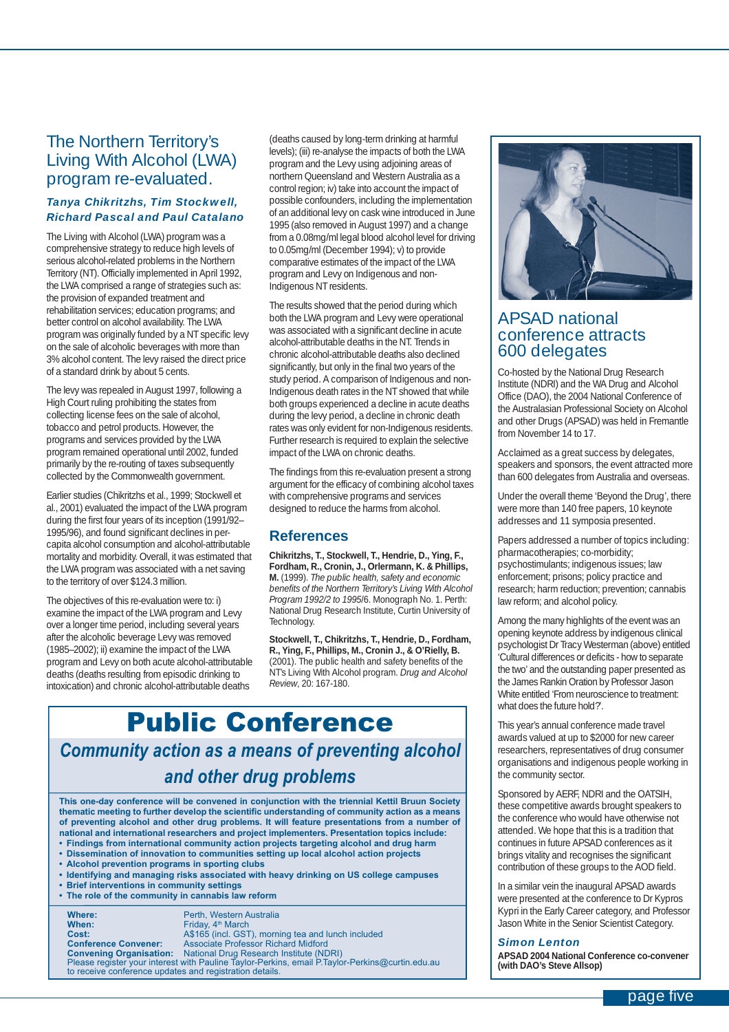## The Northern Territory's Living With Alcohol (LWA) program re-evaluated.

***Tanya Chikritzhs, Tim Stockwell, Richard Pascal and Paul Catalano***

The Living with Alcohol (LWA) program was a comprehensive strategy to reduce high levels of serious alcohol-related problems in the Northern Territory (NT). Officially implemented in April 1992, the LWA comprised a range of strategies such as: the provision of expanded treatment and rehabilitation services; education programs; and better control on alcohol availability. The LWA program was originally funded by a NT specific levy on the sale of alcoholic beverages with more than 3% alcohol content. The levy raised the direct price of a standard drink by about 5 cents.

The levy was repealed in August 1997, following a High Court ruling prohibiting the states from collecting license fees on the sale of alcohol, tobacco and petrol products. However, the programs and services provided by the LWA program remained operational until 2002, funded primarily by the re-routing of taxes subsequently collected by the Commonwealth government.

Earlier studies (Chikritzhs et al., 1999; Stockwell et al., 2001) evaluated the impact of the LWA program during the first four years of its inception (1991/92–1995/96), and found significant declines in per-capita alcohol consumption and alcohol-attributable mortality and morbidity. Overall, it was estimated that the LWA program was associated with a net saving to the territory of over $124.3 million.

The objectives of this re-evaluation were to: i) examine the impact of the LWA program and Levy over a longer time period, including several years after the alcohol beverage Levy was removed (1985–2002); ii) examine the impact of the LWA program and Levy on both acute alcohol-attributable deaths (deaths resulting from episodic drinking to intoxication) and chronic alcohol-attributable deaths (deaths caused by long-term drinking at harmful levels); (iii) re-analyse the impacts of both the LWA program and the Levy using adjoining areas of northern Queensland and Western Australia as a control region; iv) take into account the impact of possible confounders, including the implementation of an additional levy on cask wine introduced in June 1995 (also removed in August 1997) and a change from a 0.08mg/ml legal blood alcohol level for driving to 0.05mg/ml (December 1994); v) to provide comparative estimates of the impact of the LWA program and Levy on Indigenous and non-Indigenous NT residents.

The results showed that the period during which both the LWA program and Levy were operational was associated with a significant decline in acute alcohol-attributable deaths in the NT. Trends in chronic alcohol-attributable deaths also declined significantly, but only in the final two years of the study period. A comparison of Indigenous and non-Indigenous death rates in the NT showed that while both groups experienced a decline in acute deaths during the levy period, a decline in chronic death rates was only evident for non-Indigenous residents. Further research is required to explain the selective impact of the LWA on chronic deaths.

The findings from this re-evaluation present a strong argument for the efficacy of combining alcohol taxes with comprehensive programs and services designed to reduce the harms from alcohol.

### References

**Chikritzhs, T., Stockwell, T., Hendrie, D., Ying, F., Fordham, R., Cronin, J., Orlermann, K. & Phillips, M.** (1999). *The public health, safety and economic benefits of the Northern Territory's Living With Alcohol Program 1992/2 to 1995*/6. Monograph No. 1. Perth: National Drug Research Institute, Curtin University of Technology.

**Stockwell, T., Chikritzhs, T., Hendrie, D., Fordham, R., Ying, F., Phillips, M., Cronin J., & O'Rielly, B.** (2001). The public health and safety benefits of the NT's Living With Alcohol program. *Drug and Alcohol Review*, 20: 167-180.

## Public Conference

### *Community action as a means of preventing alcohol and other drug problems*

**This one-day conference will be convened in conjunction with the triennial Kettil Bruun Society thematic meeting to further develop the scientific understanding of community action as a means of preventing alcohol and other drug problems. It will feature presentations from a number of national and international researchers and project implementers. Presentation topics include:**

- **Findings from international community action projects targeting alcohol and drug harm**
- **Dissemination of innovation to communities setting up local alcohol action projects**
- **Alcohol prevention programs in sporting clubs**
- **Identifying and managing risks associated with heavy drinking on US college campuses**
- **Brief interventions in community settings**
- **The role of the community in cannabis law reform**

**Where:** Perth, Western Australia
**When:** Friday, 4th March
**Cost:** A$165 (incl. GST), morning tea and lunch included
**Conference Convener:** Associate Professor Richard Midford
**Convening Organisation:** National Drug Research Institute (NDRI)
Please register your interest with Pauline Taylor-Perkins, email P.Taylor-Perkins@curtin.edu.au to receive conference updates and registration details.

## APSAD national conference attracts 600 delegates

Co-hosted by the National Drug Research Institute (NDRI) and the WA Drug and Alcohol Office (DAO), the 2004 National Conference of the Australasian Professional Society on Alcohol and other Drugs (APSAD) was held in Fremantle from November 14 to 17.

Acclaimed as a great success by delegates, speakers and sponsors, the event attracted more than 600 delegates from Australia and overseas.

Under the overall theme 'Beyond the Drug', there were more than 140 free papers, 10 keynote addresses and 11 symposia presented.

Papers addressed a number of topics including: pharmacotherapies; co-morbidity; psychostimulants; indigenous issues; law enforcement; prisons; policy practice and research; harm reduction; prevention; cannabis law reform; and alcohol policy.

Among the many highlights of the event was an opening keynote address by indigenous clinical psychologist Dr Tracy Westerman (above) entitled 'Cultural differences or deficits - how to separate the two' and the outstanding paper presented as the James Rankin Oration by Professor Jason White entitled 'From neuroscience to treatment: what does the future hold?'.

This year's annual conference made travel awards valued at up to $2000 for new career researchers, representatives of drug consumer organisations and indigenous people working in the community sector.

Sponsored by AERF, NDRI and the OATSIH, these competitive awards brought speakers to the conference who would have otherwise not attended. We hope that this is a tradition that continues in future APSAD conferences as it brings vitality and recognises the significant contribution of these groups to the AOD field.

In a similar vein the inaugural APSAD awards were presented at the conference to Dr Kypros Kypri in the Early Career category, and Professor Jason White in the Senior Scientist Category.

***Simon Lenton***
**APSAD 2004 National Conference co-convener (with DAO's Steve Allsop)**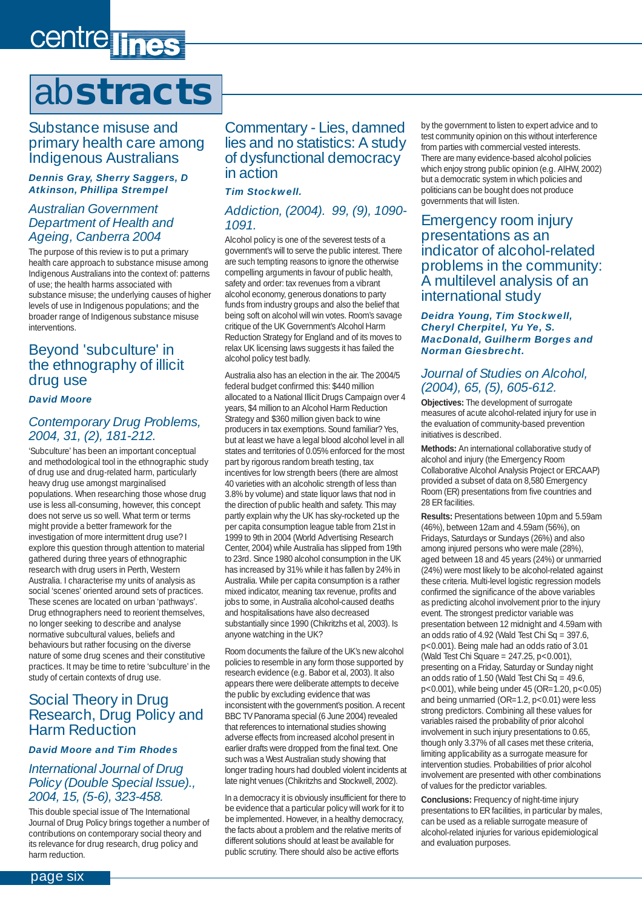# abstracts

## Substance misuse and primary health care among Indigenous Australians

***Dennis Gray, Sherry Saggers, D Atkinson, Phillipa Strempel***

*Australian Government Department of Health and Ageing, Canberra 2004*

The purpose of this review is to put a primary health care approach to substance misuse among Indigenous Australians into the context of: patterns of use; the health harms associated with substance misuse; the underlying causes of higher levels of use in Indigenous populations; and the broader range of Indigenous substance misuse interventions.

## Beyond 'subculture' in the ethnography of illicit drug use

***David Moore***

*Contemporary Drug Problems, 2004, 31, (2), 181-212.*

'Subculture' has been an important conceptual and methodological tool in the ethnographic study of drug use and drug-related harm, particularly heavy drug use amongst marginalised populations. When researching those whose drug use is less all-consuming, however, this concept does not serve us so well. What term or terms might provide a better framework for the investigation of more intermittent drug use? I explore this question through attention to material gathered during three years of ethnographic research with drug users in Perth, Western Australia. I characterise my units of analysis as social 'scenes' oriented around sets of practices. These scenes are located on urban 'pathways'. Drug ethnographers need to reorient themselves, no longer seeking to describe and analyse normative subcultural values, beliefs and behaviours but rather focusing on the diverse nature of some drug scenes and their constitutive practices. It may be time to retire 'subculture' in the study of certain contexts of drug use.

## Social Theory in Drug Research, Drug Policy and Harm Reduction

***David Moore and Tim Rhodes***

*International Journal of Drug Policy (Double Special Issue)., 2004, 15, (5-6), 323-458.*

This double special issue of The International Journal of Drug Policy brings together a number of contributions on contemporary social theory and its relevance for drug research, drug policy and harm reduction.

## Commentary - Lies, damned lies and no statistics: A study of dysfunctional democracy in action

***Tim Stockwell.***

*Addiction, (2004). 99, (9), 1090-1091.*

Alcohol policy is one of the severest tests of a government's will to serve the public interest. There are such tempting reasons to ignore the otherwise compelling arguments in favour of public health, safety and order: tax revenues from a vibrant alcohol economy, generous donations to party funds from industry groups and also the belief that being soft on alcohol will win votes. Room's savage critique of the UK Government's Alcohol Harm Reduction Strategy for England and of its moves to relax UK licensing laws suggests it has failed the alcohol policy test badly.

Australia also has an election in the air. The 2004/5 federal budget confirmed this: $440 million allocated to a National Illicit Drugs Campaign over 4 years, $4 million to an Alcohol Harm Reduction Strategy and $360 million given back to wine producers in tax exemptions. Sound familiar? Yes, but at least we have a legal blood alcohol level in all states and territories of 0.05% enforced for the most part by rigorous random breath testing, tax incentives for low strength beers (there are almost 40 varieties with an alcoholic strength of less than 3.8% by volume) and state liquor laws that nod in the direction of public health and safety. This may partly explain why the UK has sky-rocketed up the per capita consumption league table from 21st in 1999 to 9th in 2004 (World Advertising Research Center, 2004) while Australia has slipped from 19th to 23rd. Since 1980 alcohol consumption in the UK has increased by 31% while it has fallen by 24% in Australia. While per capita consumption is a rather mixed indicator, meaning tax revenue, profits and jobs to some, in Australia alcohol-caused deaths and hospitalisations have also decreased substantially since 1990 (Chikritzhs et al, 2003). Is anyone watching in the UK?

Room documents the failure of the UK's new alcohol policies to resemble in any form those supported by research evidence (e.g. Babor et al, 2003). It also appears there were deliberate attempts to deceive the public by excluding evidence that was inconsistent with the government's position. A recent BBC TV Panorama special (6 June 2004) revealed that references to international studies showing adverse effects from increased alcohol present in earlier drafts were dropped from the final text. One such was a West Australian study showing that longer trading hours had doubled violent incidents at late night venues (Chikritzhs and Stockwell, 2002).

In a democracy it is obviously insufficient for there to be evidence that a particular policy will work for it to be implemented. However, in a healthy democracy, the facts about a problem and the relative merits of different solutions should at least be available for public scrutiny. There should also be active efforts by the government to listen to expert advice and to test community opinion on this without interference from parties with commercial vested interests. There are many evidence-based alcohol policies which enjoy strong public opinion (e.g. AIHW, 2002) but a democratic system in which policies and politicians can be bought does not produce governments that will listen.

## Emergency room injury presentations as an indicator of alcohol-related problems in the community: A multilevel analysis of an international study

***Deidra Young, Tim Stockwell, Cheryl Cherpitel, Yu Ye, S. MacDonald, Guilherm Borges and Norman Giesbrecht.***

*Journal of Studies on Alcohol, (2004), 65, (5), 605-612.*

**Objectives:** The development of surrogate measures of acute alcohol-related injury for use in the evaluation of community-based prevention initiatives is described.

**Methods:** An international collaborative study of alcohol and injury (the Emergency Room Collaborative Alcohol Analysis Project or ERCAAP) provided a subset of data on 8,580 Emergency Room (ER) presentations from five countries and 28 ER facilities.

**Results:** Presentations between 10pm and 5.59am (46%), between 12am and 4.59am (56%), on Fridays, Saturdays or Sundays (26%) and also among injured persons who were male (28%), aged between 18 and 45 years (24%) or unmarried (24%) were most likely to be alcohol-related against these criteria. Multi-level logistic regression models confirmed the significance of the above variables as predicting alcohol involvement prior to the injury event. The strongest predictor variable was presentation between 12 midnight and 4.59am with an odds ratio of 4.92 (Wald Test Chi Sq = 397.6, $p<0.001$). Being male had an odds ratio of 3.01 (Wald Test Chi Square = 247.25, $p<0.001$), presenting on a Friday, Saturday or Sunday night an odds ratio of 1.50 (Wald Test Chi Sq = 49.6, $p<0.001$), while being under 45 (OR=1.20, $p<0.05$) and being unmarried (OR=1.2, $p<0.01$) were less strong predictors. Combining all these values for variables raised the probability of prior alcohol involvement in such injury presentations to 0.65, though only 3.37% of all cases met these criteria, limiting applicability as a surrogate measure for intervention studies. Probabilities of prior alcohol involvement are presented with other combinations of values for the predictor variables.

**Conclusions:** Frequency of night-time injury presentations to ER facilities, in particular by males, can be used as a reliable surrogate measure of alcohol-related injuries for various epidemiological and evaluation purposes.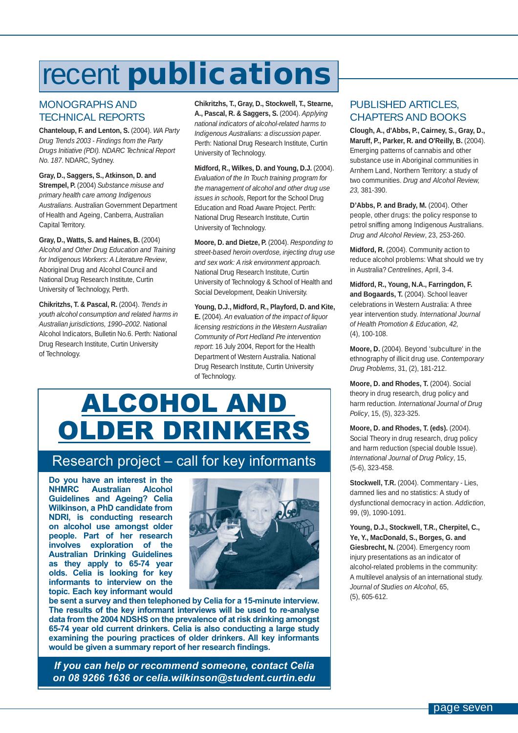# recent publications

## MONOGRAPHS AND TECHNICAL REPORTS

**Chanteloup, F. and Lenton, S.** (2004). *WA Party Drug Trends 2003 - Findings from the Party Drugs Initiative (PDI). NDARC Technical Report No. 187*. NDARC, Sydney.

**Gray, D., Saggers, S., Atkinson, D. and Strempel, P.** (2004) *Substance misuse and primary health care among Indigenous Australians*. Australian Government Department of Health and Ageing, Canberra, Australian Capital Territory.

**Gray, D., Watts, S. and Haines, B.** (2004) *Alcohol and Other Drug Education and Training for Indigenous Workers: A Literature Review*, Aboriginal Drug and Alcohol Council and National Drug Research Institute, Curtin University of Technology, Perth.

**Chikritzhs, T. & Pascal, R.** (2004). *Trends in youth alcohol consumption and related harms in Australian jurisdictions, 1990–2002*. National Alcohol Indicators, Bulletin No.6. Perth: National Drug Research Institute, Curtin University of Technology.

**Chikritzhs, T., Gray, D., Stockwell, T., Stearne, A., Pascal, R. & Saggers, S.** (2004). *Applying national indicators of alcohol-related harms to Indigenous Australians: a discussion paper*. Perth: National Drug Research Institute, Curtin University of Technology.

**Midford, R., Wilkes, D. and Young, D.J.** (2004). *Evaluation of the In Touch training program for the management of alcohol and other drug use issues in schools*, Report for the School Drug Education and Road Aware Project. Perth: National Drug Research Institute, Curtin University of Technology.

**Moore, D. and Dietze, P.** (2004). *Responding to street-based heroin overdose, injecting drug use and sex work: A risk environment approach*. National Drug Research Institute, Curtin University of Technology & School of Health and Social Development, Deakin University.

**Young, D.J., Midford, R., Playford, D. and Kite, E.** (2004). *An evaluation of the impact of liquor licensing restrictions in the Western Australian Community of Port Hedland Pre intervention report*: 16 July 2004, Report for the Health Department of Western Australia. National Drug Research Institute, Curtin University of Technology.

## PUBLISHED ARTICLES, CHAPTERS AND BOOKS

**Clough, A., d'Abbs, P., Cairney, S., Gray, D., Maruff, P., Parker, R. and O'Reilly, B.** (2004). Emerging patterns of cannabis and other substance use in Aboriginal communities in Arnhem Land, Northern Territory: a study of two communities. *Drug and Alcohol Review, 23,* 381-390.

**D'Abbs, P. and Brady, M.** (2004). Other people, other drugs: the policy response to petrol sniffing among Indigenous Australians. *Drug and Alcohol Review*, 23, 253-260.

**Midford, R.** (2004). Community action to reduce alcohol problems: What should we try in Australia? *Centrelines*, April, 3-4.

**Midford, R., Young, N.A., Farringdon, F. and Bogaards, T.** (2004). School leaver celebrations in Western Australia: A three year intervention study. *International Journal of Health Promotion & Education, 42,* (4), 100-108.

**Moore, D.** (2004). Beyond 'subculture' in the ethnography of illicit drug use. *Contemporary Drug Problems*, 31, (2), 181-212.

**Moore, D. and Rhodes, T.** (2004). Social theory in drug research, drug policy and harm reduction. *International Journal of Drug Policy*, 15, (5), 323-325.

**Moore, D. and Rhodes, T. (eds).** (2004). Social Theory in drug research, drug policy and harm reduction (special double Issue). *International Journal of Drug Policy*, 15, (5-6), 323-458.

**Stockwell, T.R.** (2004). Commentary - Lies, damned lies and no statistics: A study of dysfunctional democracy in action. *Addiction*, 99, (9), 1090-1091.

**Young, D.J., Stockwell, T.R., Cherpitel, C., Ye, Y., MacDonald, S., Borges, G. and Giesbrecht, N.** (2004). Emergency room injury presentations as an indicator of alcohol-related problems in the community: A multilevel analysis of an international study. *Journal of Studies on Alcohol*, 65, (5), 605-612.

# ALCOHOL AND OLDER DRINKERS

## Research project – call for key informants

**Do you have an interest in the NHMRC Australian Alcohol Guidelines and Ageing? Celia Wilkinson, a PhD candidate from NDRI, is conducting research on alcohol use amongst older people. Part of her research involves exploration of the Australian Drinking Guidelines as they apply to 65-74 year olds. Celia is looking for key informants to interview on the topic. Each key informant would be sent a survey and then telephoned by Celia for a 15-minute interview. The results of the key informant interviews will be used to re-analyse data from the 2004 NDSHS on the prevalence of at risk drinking amongst 65-74 year old current drinkers. Celia is also conducting a large study examining the pouring practices of older drinkers. All key informants would be given a summary report of her research findings.**

***If you can help or recommend someone, contact Celia on 08 9266 1636 or celia.wilkinson@student.curtin.edu***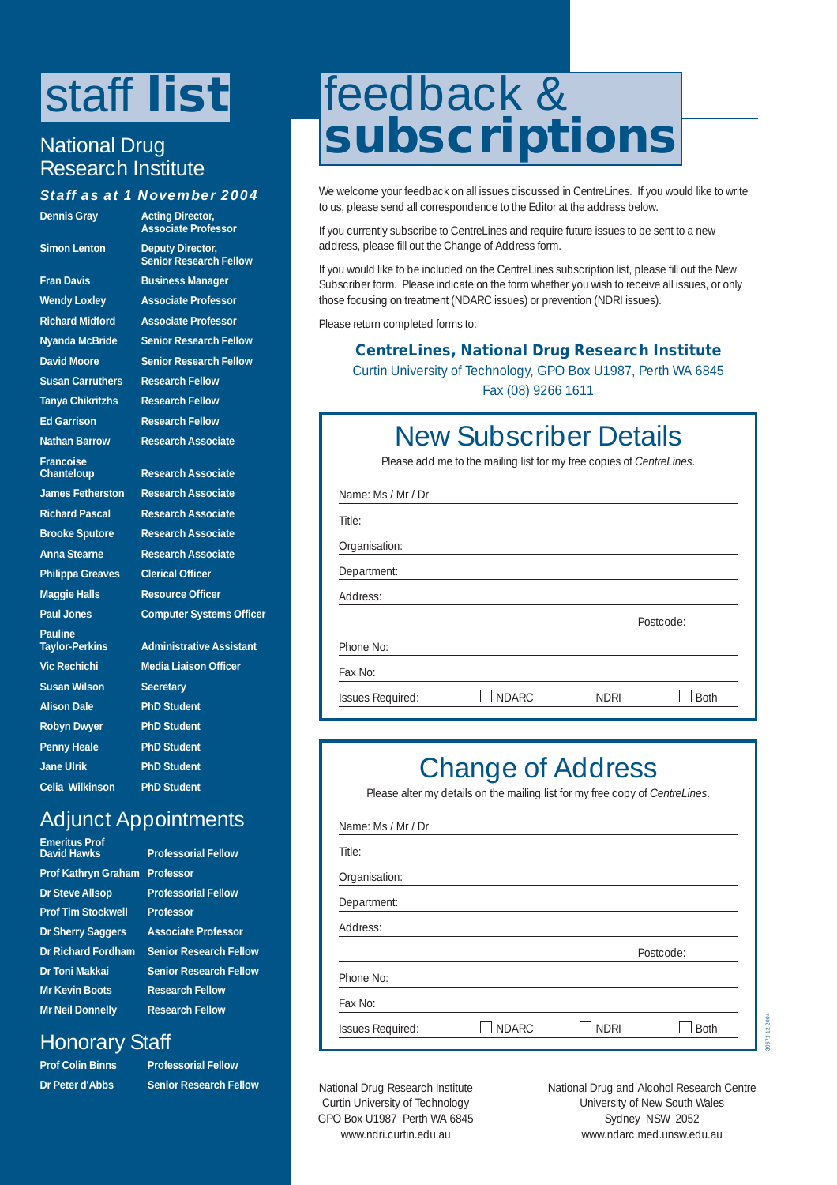# staff list

## National Drug Research Institute

### Staff as at 1 November 2004

| | |
|---|---|
| Dennis Gray | Acting Director, Associate Professor |
| Simon Lenton | Deputy Director, Senior Research Fellow |
| Fran Davis | Business Manager |
| Wendy Loxley | Associate Professor |
| Richard Midford | Associate Professor |
| Nyanda McBride | Senior Research Fellow |
| David Moore | Senior Research Fellow |
| Susan Carruthers | Research Fellow |
| Tanya Chikritzhs | Research Fellow |
| Ed Garrison | Research Fellow |
| Nathan Barrow | Research Associate |
| Francoise Chanteloup | Research Associate |
| James Fetherston | Research Associate |
| Richard Pascal | Research Associate |
| Brooke Sputore | Research Associate |
| Anna Stearne | Research Associate |
| Philippa Greaves | Clerical Officer |
| Maggie Halls | Resource Officer |
| Paul Jones | Computer Systems Officer |
| Pauline Taylor-Perkins | Administrative Assistant |
| Vic Rechichi | Media Liaison Officer |
| Susan Wilson | Secretary |
| Alison Dale | PhD Student |
| Robyn Dwyer | PhD Student |
| Penny Heale | PhD Student |
| Jane Ulrik | PhD Student |
| Celia Wilkinson | PhD Student |

## Adjunct Appointments

| | |
|---|---|
| Emeritus Prof David Hawks | Professorial Fellow |
| Prof Kathryn Graham | Professor |
| Dr Steve Allsop | Professorial Fellow |
| Prof Tim Stockwell | Professor |
| Dr Sherry Saggers | Associate Professor |
| Dr Richard Fordham | Senior Research Fellow |
| Dr Toni Makkai | Senior Research Fellow |
| Mr Kevin Boots | Research Fellow |
| Mr Neil Donnelly | Research Fellow |

## Honorary Staff

| | |
|---|---|
| Prof Colin Binns | Professorial Fellow |
| Dr Peter d'Abbs | Senior Research Fellow |

# feedback & subscriptions

We welcome your feedback on all issues discussed in CentreLines. If you would like to write to us, please send all correspondence to the Editor at the address below.

If you currently subscribe to CentreLines and require future issues to be sent to a new address, please fill out the Change of Address form.

If you would like to be included on the CentreLines subscription list, please fill out the New Subscriber form. Please indicate on the form whether you wish to receive all issues, or only those focusing on treatment (NDARC issues) or prevention (NDRI issues).

Please return completed forms to:

**CentreLines, National Drug Research Institute**
Curtin University of Technology, GPO Box U1987, Perth WA 6845
Fax (08) 9266 1611

## New Subscriber Details

Please add me to the mailing list for my free copies of *CentreLines*.

Name: Ms / Mr / Dr

Title:

Organisation:

Department:

Address:

Postcode:

Phone No:

Fax No:

Issues Required: ☐ NDARC ☐ NDRI ☐ Both

## Change of Address

Please alter my details on the mailing list for my free copy of *CentreLines*.

Name: Ms / Mr / Dr

Title:

Organisation:

Department:

Address:

Postcode:

Phone No:

Fax No:

Issues Required: ☐ NDARC ☐ NDRI ☐ Both

National Drug Research Institute
Curtin University of Technology
GPO Box U1987 Perth WA 6845
www.ndri.curtin.edu.au

National Drug and Alcohol Research Centre
University of New South Wales
Sydney NSW 2052
www.ndarc.med.unsw.edu.au

39671-12-2004